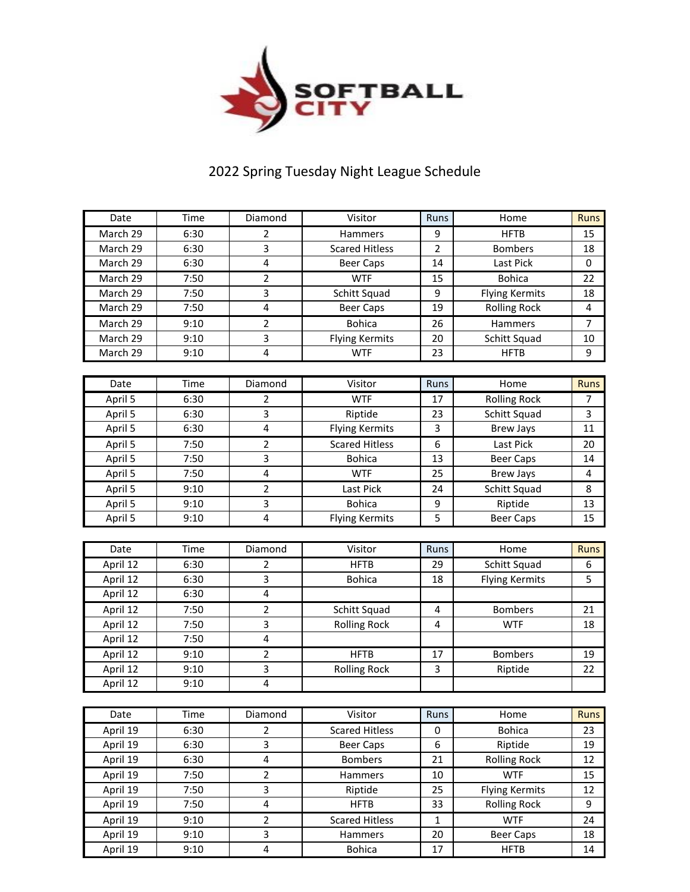SOFTBALL CITY

# 2022 Spring Tuesday Night League Schedule

| Date | Time | Diamond | Visitor | Runs | Home | Runs |
|---|---|---|---|---|---|---|
| March 29 | 6:30 | 2 | Hammers | 9 | HFTB | 15 |
| March 29 | 6:30 | 3 | Scared Hitless | 2 | Bombers | 18 |
| March 29 | 6:30 | 4 | Beer Caps | 14 | Last Pick | 0 |
| March 29 | 7:50 | 2 | WTF | 15 | Bohica | 22 |
| March 29 | 7:50 | 3 | Schitt Squad | 9 | Flying Kermits | 18 |
| March 29 | 7:50 | 4 | Beer Caps | 19 | Rolling Rock | 4 |
| March 29 | 9:10 | 2 | Bohica | 26 | Hammers | 7 |
| March 29 | 9:10 | 3 | Flying Kermits | 20 | Schitt Squad | 10 |
| March 29 | 9:10 | 4 | WTF | 23 | HFTB | 9 |

| Date | Time | Diamond | Visitor | Runs | Home | Runs |
|---|---|---|---|---|---|---|
| April 5 | 6:30 | 2 | WTF | 17 | Rolling Rock | 7 |
| April 5 | 6:30 | 3 | Riptide | 23 | Schitt Squad | 3 |
| April 5 | 6:30 | 4 | Flying Kermits | 3 | Brew Jays | 11 |
| April 5 | 7:50 | 2 | Scared Hitless | 6 | Last Pick | 20 |
| April 5 | 7:50 | 3 | Bohica | 13 | Beer Caps | 14 |
| April 5 | 7:50 | 4 | WTF | 25 | Brew Jays | 4 |
| April 5 | 9:10 | 2 | Last Pick | 24 | Schitt Squad | 8 |
| April 5 | 9:10 | 3 | Bohica | 9 | Riptide | 13 |
| April 5 | 9:10 | 4 | Flying Kermits | 5 | Beer Caps | 15 |

| Date | Time | Diamond | Visitor | Runs | Home | Runs |
|---|---|---|---|---|---|---|
| April 12 | 6:30 | 2 | HFTB | 29 | Schitt Squad | 6 |
| April 12 | 6:30 | 3 | Bohica | 18 | Flying Kermits | 5 |
| April 12 | 6:30 | 4 | | | | |
| April 12 | 7:50 | 2 | Schitt Squad | 4 | Bombers | 21 |
| April 12 | 7:50 | 3 | Rolling Rock | 4 | WTF | 18 |
| April 12 | 7:50 | 4 | | | | |
| April 12 | 9:10 | 2 | HFTB | 17 | Bombers | 19 |
| April 12 | 9:10 | 3 | Rolling Rock | 3 | Riptide | 22 |
| April 12 | 9:10 | 4 | | | | |

| Date | Time | Diamond | Visitor | Runs | Home | Runs |
|---|---|---|---|---|---|---|
| April 19 | 6:30 | 2 | Scared Hitless | 0 | Bohica | 23 |
| April 19 | 6:30 | 3 | Beer Caps | 6 | Riptide | 19 |
| April 19 | 6:30 | 4 | Bombers | 21 | Rolling Rock | 12 |
| April 19 | 7:50 | 2 | Hammers | 10 | WTF | 15 |
| April 19 | 7:50 | 3 | Riptide | 25 | Flying Kermits | 12 |
| April 19 | 7:50 | 4 | HFTB | 33 | Rolling Rock | 9 |
| April 19 | 9:10 | 2 | Scared Hitless | 1 | WTF | 24 |
| April 19 | 9:10 | 3 | Hammers | 20 | Beer Caps | 18 |
| April 19 | 9:10 | 4 | Bohica | 17 | HFTB | 14 |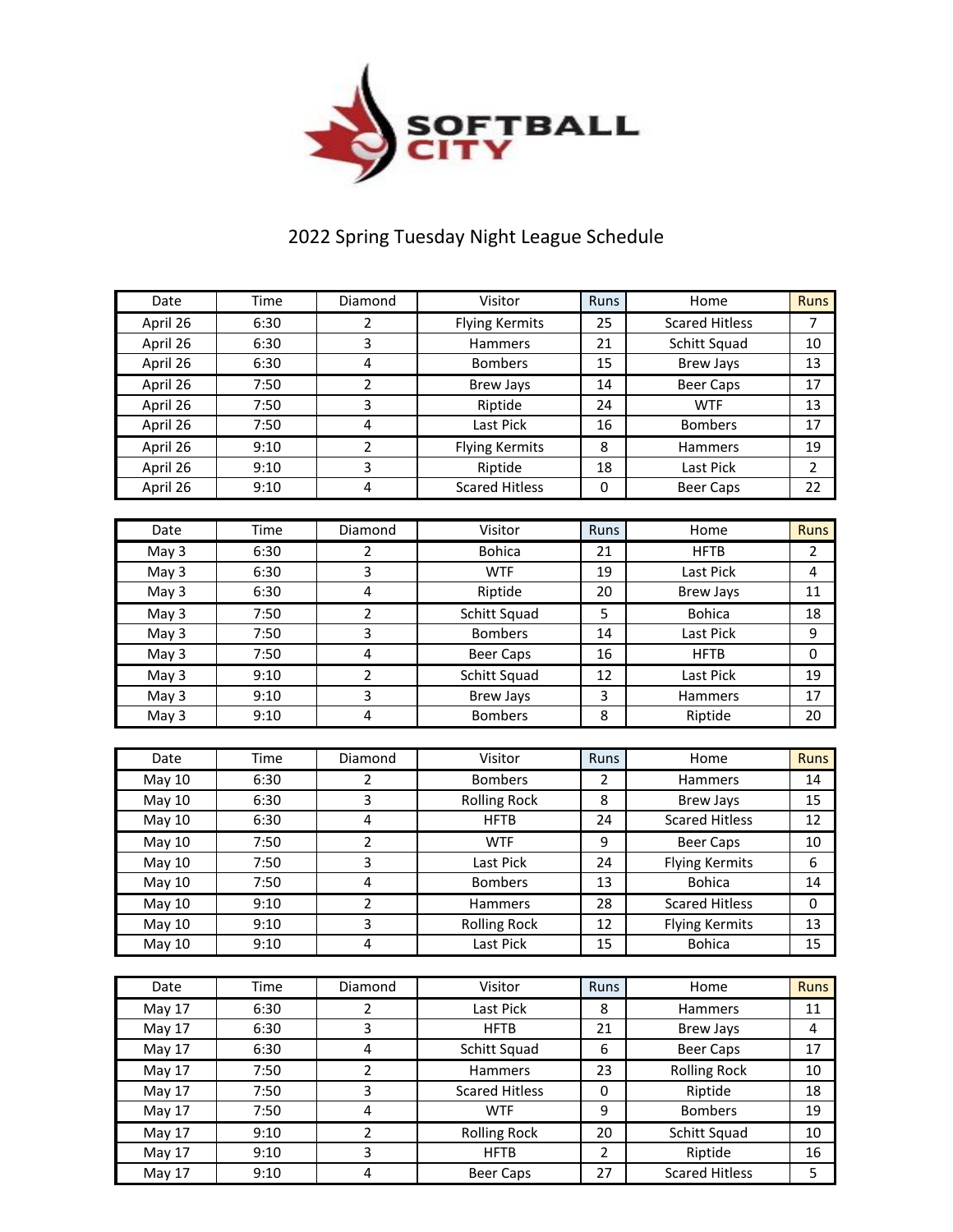SOFTBALL CITY

# 2022 Spring Tuesday Night League Schedule

| Date | Time | Diamond | Visitor | Runs | Home | Runs |
|---|---|---|---|---|---|---|
| April 26 | 6:30 | 2 | Flying Kermits | 25 | Scared Hitless | 7 |
| April 26 | 6:30 | 3 | Hammers | 21 | Schitt Squad | 10 |
| April 26 | 6:30 | 4 | Bombers | 15 | Brew Jays | 13 |
| April 26 | 7:50 | 2 | Brew Jays | 14 | Beer Caps | 17 |
| April 26 | 7:50 | 3 | Riptide | 24 | WTF | 13 |
| April 26 | 7:50 | 4 | Last Pick | 16 | Bombers | 17 |
| April 26 | 9:10 | 2 | Flying Kermits | 8 | Hammers | 19 |
| April 26 | 9:10 | 3 | Riptide | 18 | Last Pick | 2 |
| April 26 | 9:10 | 4 | Scared Hitless | 0 | Beer Caps | 22 |

| Date | Time | Diamond | Visitor | Runs | Home | Runs |
|---|---|---|---|---|---|---|
| May 3 | 6:30 | 2 | Bohica | 21 | HFTB | 2 |
| May 3 | 6:30 | 3 | WTF | 19 | Last Pick | 4 |
| May 3 | 6:30 | 4 | Riptide | 20 | Brew Jays | 11 |
| May 3 | 7:50 | 2 | Schitt Squad | 5 | Bohica | 18 |
| May 3 | 7:50 | 3 | Bombers | 14 | Last Pick | 9 |
| May 3 | 7:50 | 4 | Beer Caps | 16 | HFTB | 0 |
| May 3 | 9:10 | 2 | Schitt Squad | 12 | Last Pick | 19 |
| May 3 | 9:10 | 3 | Brew Jays | 3 | Hammers | 17 |
| May 3 | 9:10 | 4 | Bombers | 8 | Riptide | 20 |

| Date | Time | Diamond | Visitor | Runs | Home | Runs |
|---|---|---|---|---|---|---|
| May 10 | 6:30 | 2 | Bombers | 2 | Hammers | 14 |
| May 10 | 6:30 | 3 | Rolling Rock | 8 | Brew Jays | 15 |
| May 10 | 6:30 | 4 | HFTB | 24 | Scared Hitless | 12 |
| May 10 | 7:50 | 2 | WTF | 9 | Beer Caps | 10 |
| May 10 | 7:50 | 3 | Last Pick | 24 | Flying Kermits | 6 |
| May 10 | 7:50 | 4 | Bombers | 13 | Bohica | 14 |
| May 10 | 9:10 | 2 | Hammers | 28 | Scared Hitless | 0 |
| May 10 | 9:10 | 3 | Rolling Rock | 12 | Flying Kermits | 13 |
| May 10 | 9:10 | 4 | Last Pick | 15 | Bohica | 15 |

| Date | Time | Diamond | Visitor | Runs | Home | Runs |
|---|---|---|---|---|---|---|
| May 17 | 6:30 | 2 | Last Pick | 8 | Hammers | 11 |
| May 17 | 6:30 | 3 | HFTB | 21 | Brew Jays | 4 |
| May 17 | 6:30 | 4 | Schitt Squad | 6 | Beer Caps | 17 |
| May 17 | 7:50 | 2 | Hammers | 23 | Rolling Rock | 10 |
| May 17 | 7:50 | 3 | Scared Hitless | 0 | Riptide | 18 |
| May 17 | 7:50 | 4 | WTF | 9 | Bombers | 19 |
| May 17 | 9:10 | 2 | Rolling Rock | 20 | Schitt Squad | 10 |
| May 17 | 9:10 | 3 | HFTB | 2 | Riptide | 16 |
| May 17 | 9:10 | 4 | Beer Caps | 27 | Scared Hitless | 5 |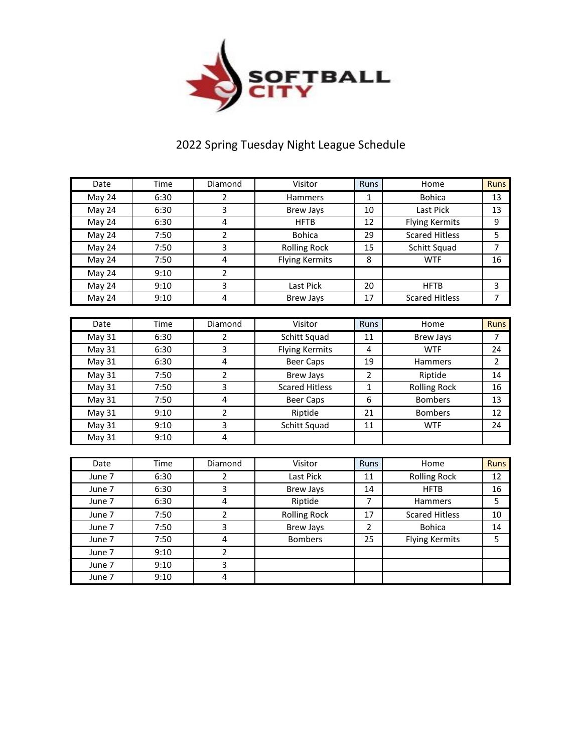SOFTBALL CITY

# 2022 Spring Tuesday Night League Schedule

| Date | Time | Diamond | Visitor | Runs | Home | Runs |
|---|---|---|---|---|---|---|
| May 24 | 6:30 | 2 | Hammers | 1 | Bohica | 13 |
| May 24 | 6:30 | 3 | Brew Jays | 10 | Last Pick | 13 |
| May 24 | 6:30 | 4 | HFTB | 12 | Flying Kermits | 9 |
| May 24 | 7:50 | 2 | Bohica | 29 | Scared Hitless | 5 |
| May 24 | 7:50 | 3 | Rolling Rock | 15 | Schitt Squad | 7 |
| May 24 | 7:50 | 4 | Flying Kermits | 8 | WTF | 16 |
| May 24 | 9:10 | 2 | | | | |
| May 24 | 9:10 | 3 | Last Pick | 20 | HFTB | 3 |
| May 24 | 9:10 | 4 | Brew Jays | 17 | Scared Hitless | 7 |

| Date | Time | Diamond | Visitor | Runs | Home | Runs |
|---|---|---|---|---|---|---|
| May 31 | 6:30 | 2 | Schitt Squad | 11 | Brew Jays | 7 |
| May 31 | 6:30 | 3 | Flying Kermits | 4 | WTF | 24 |
| May 31 | 6:30 | 4 | Beer Caps | 19 | Hammers | 2 |
| May 31 | 7:50 | 2 | Brew Jays | 2 | Riptide | 14 |
| May 31 | 7:50 | 3 | Scared Hitless | 1 | Rolling Rock | 16 |
| May 31 | 7:50 | 4 | Beer Caps | 6 | Bombers | 13 |
| May 31 | 9:10 | 2 | Riptide | 21 | Bombers | 12 |
| May 31 | 9:10 | 3 | Schitt Squad | 11 | WTF | 24 |
| May 31 | 9:10 | 4 | | | | |

| Date | Time | Diamond | Visitor | Runs | Home | Runs |
|---|---|---|---|---|---|---|
| June 7 | 6:30 | 2 | Last Pick | 11 | Rolling Rock | 12 |
| June 7 | 6:30 | 3 | Brew Jays | 14 | HFTB | 16 |
| June 7 | 6:30 | 4 | Riptide | 7 | Hammers | 5 |
| June 7 | 7:50 | 2 | Rolling Rock | 17 | Scared Hitless | 10 |
| June 7 | 7:50 | 3 | Brew Jays | 2 | Bohica | 14 |
| June 7 | 7:50 | 4 | Bombers | 25 | Flying Kermits | 5 |
| June 7 | 9:10 | 2 | | | | |
| June 7 | 9:10 | 3 | | | | |
| June 7 | 9:10 | 4 | | | | |